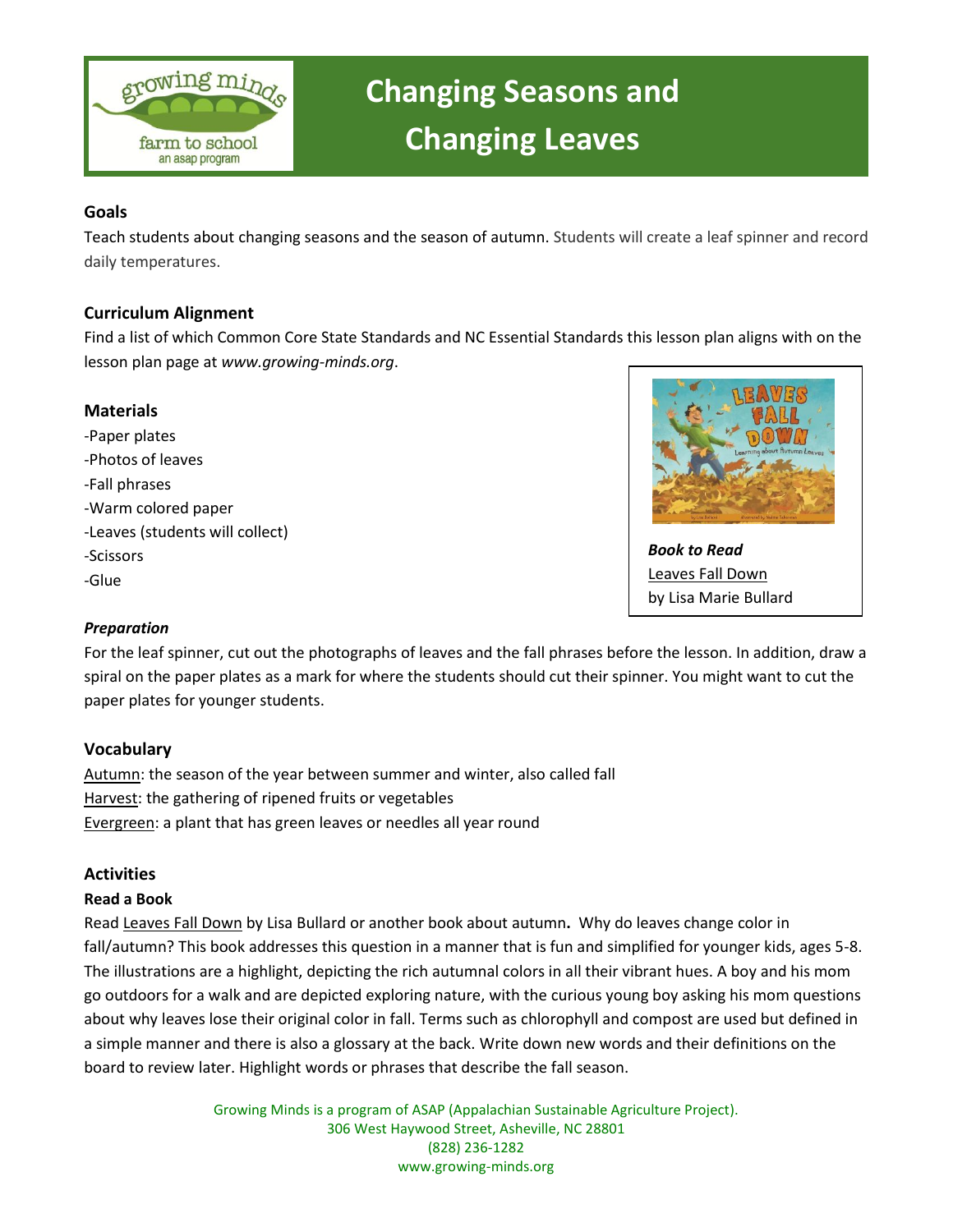# Changing Seasons and Changing Leaves

## Goals

Teach students about changing seasons and the season of autumn. Students will create a leaf spinner and record daily temperatures.

## Curriculum Alignment

Find a list of which Common Core State Standards and NC Essential Standards this lesson plan aligns with on the lesson plan page at *www.growing-minds.org*.

## Materials

-Paper plates
-Photos of leaves
-Fall phrases
-Warm colored paper
-Leaves (students will collect)
-Scissors
-Glue

***Book to Read***
Leaves Fall Down
by Lisa Marie Bullard

### *Preparation*

For the leaf spinner, cut out the photographs of leaves and the fall phrases before the lesson. In addition, draw a spiral on the paper plates as a mark for where the students should cut their spinner. You might want to cut the paper plates for younger students.

## Vocabulary

Autumn: the season of the year between summer and winter, also called fall
Harvest: the gathering of ripened fruits or vegetables
Evergreen: a plant that has green leaves or needles all year round

## Activities

### Read a Book

Read Leaves Fall Down by Lisa Bullard or another book about autumn**.** Why do leaves change color in fall/autumn? This book addresses this question in a manner that is fun and simplified for younger kids, ages 5-8. The illustrations are a highlight, depicting the rich autumnal colors in all their vibrant hues. A boy and his mom go outdoors for a walk and are depicted exploring nature, with the curious young boy asking his mom questions about why leaves lose their original color in fall. Terms such as chlorophyll and compost are used but defined in a simple manner and there is also a glossary at the back. Write down new words and their definitions on the board to review later. Highlight words or phrases that describe the fall season.

Growing Minds is a program of ASAP (Appalachian Sustainable Agriculture Project).
306 West Haywood Street, Asheville, NC 28801
(828) 236-1282
www.growing-minds.org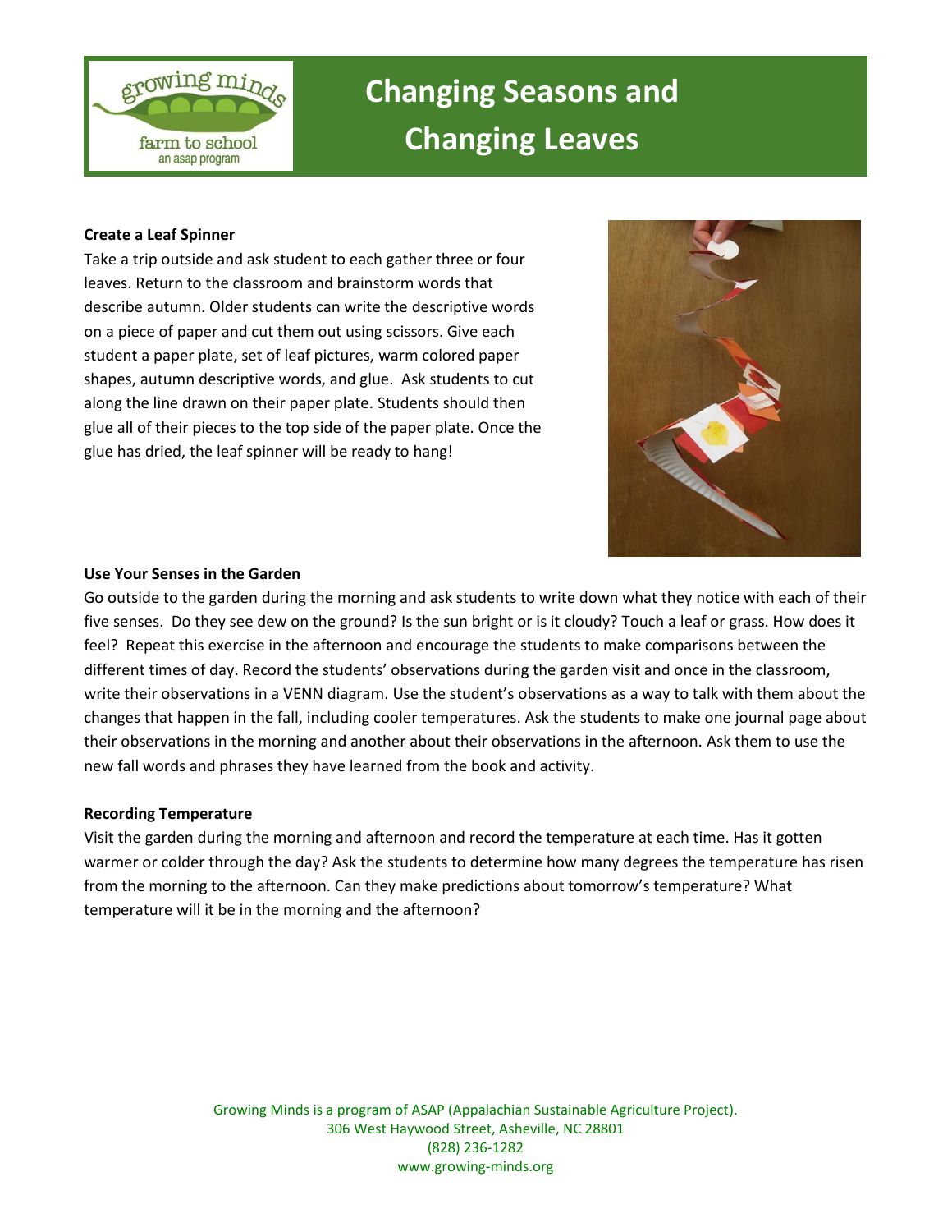# Changing Seasons and Changing Leaves

**Create a Leaf Spinner**

Take a trip outside and ask student to each gather three or four leaves. Return to the classroom and brainstorm words that describe autumn. Older students can write the descriptive words on a piece of paper and cut them out using scissors. Give each student a paper plate, set of leaf pictures, warm colored paper shapes, autumn descriptive words, and glue. Ask students to cut along the line drawn on their paper plate. Students should then glue all of their pieces to the top side of the paper plate. Once the glue has dried, the leaf spinner will be ready to hang!

**Use Your Senses in the Garden**

Go outside to the garden during the morning and ask students to write down what they notice with each of their five senses. Do they see dew on the ground? Is the sun bright or is it cloudy? Touch a leaf or grass. How does it feel? Repeat this exercise in the afternoon and encourage the students to make comparisons between the different times of day. Record the students' observations during the garden visit and once in the classroom, write their observations in a VENN diagram. Use the student's observations as a way to talk with them about the changes that happen in the fall, including cooler temperatures. Ask the students to make one journal page about their observations in the morning and another about their observations in the afternoon. Ask them to use the new fall words and phrases they have learned from the book and activity.

**Recording Temperature**

Visit the garden during the morning and afternoon and record the temperature at each time. Has it gotten warmer or colder through the day? Ask the students to determine how many degrees the temperature has risen from the morning to the afternoon. Can they make predictions about tomorrow's temperature? What temperature will it be in the morning and the afternoon?

Growing Minds is a program of ASAP (Appalachian Sustainable Agriculture Project).
306 West Haywood Street, Asheville, NC 28801
(828) 236-1282
www.growing-minds.org